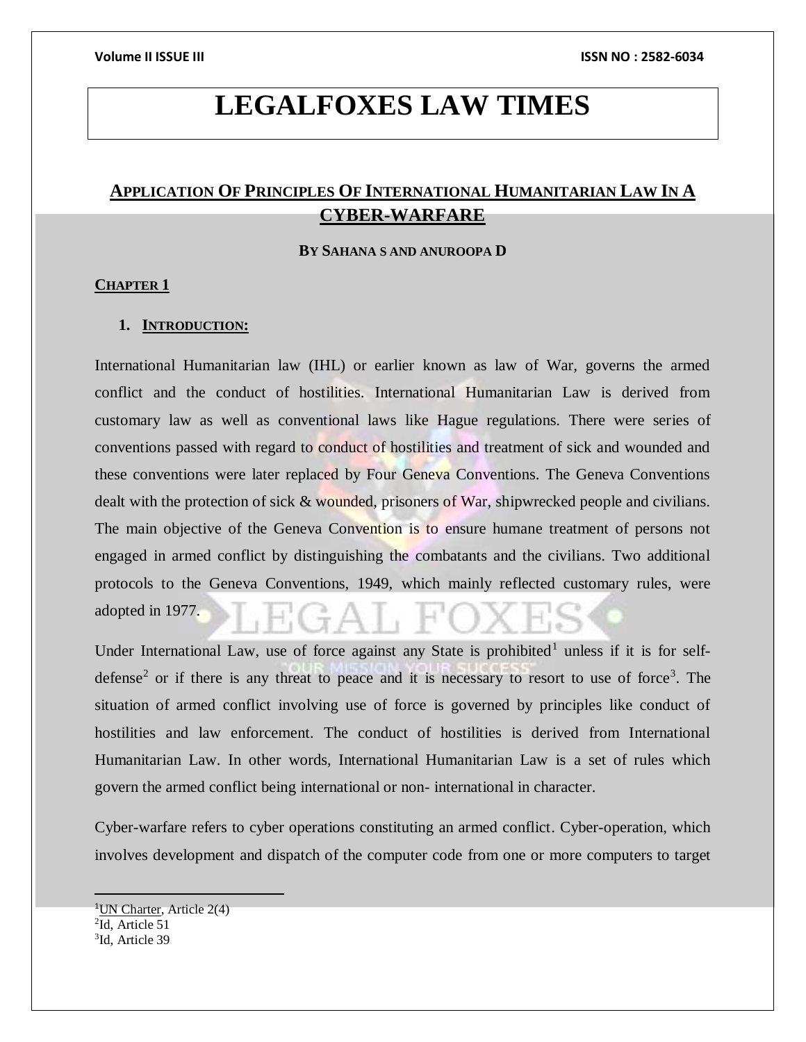# LEGALFOXES LAW TIMES

## APPLICATION OF PRINCIPLES OF INTERNATIONAL HUMANITARIAN LAW IN A CYBER-WARFARE

**BY SAHANA S AND ANUROOPA D**

### CHAPTER 1

#### 1. INTRODUCTION:

International Humanitarian law (IHL) or earlier known as law of War, governs the armed conflict and the conduct of hostilities. International Humanitarian Law is derived from customary law as well as conventional laws like Hague regulations. There were series of conventions passed with regard to conduct of hostilities and treatment of sick and wounded and these conventions were later replaced by Four Geneva Conventions. The Geneva Conventions dealt with the protection of sick & wounded, prisoners of War, shipwrecked people and civilians. The main objective of the Geneva Convention is to ensure humane treatment of persons not engaged in armed conflict by distinguishing the combatants and the civilians. Two additional protocols to the Geneva Conventions, 1949, which mainly reflected customary rules, were adopted in 1977.

Under International Law, use of force against any State is prohibited[1] unless if it is for self-defense[2] or if there is any threat to peace and it is necessary to resort to use of force[3]. The situation of armed conflict involving use of force is governed by principles like conduct of hostilities and law enforcement. The conduct of hostilities is derived from International Humanitarian Law. In other words, International Humanitarian Law is a set of rules which govern the armed conflict being international or non- international in character.

Cyber-warfare refers to cyber operations constituting an armed conflict. Cyber-operation, which involves development and dispatch of the computer code from one or more computers to target

---

[1] UN Charter, Article 2(4)

[2] Id, Article 51

[3] Id, Article 39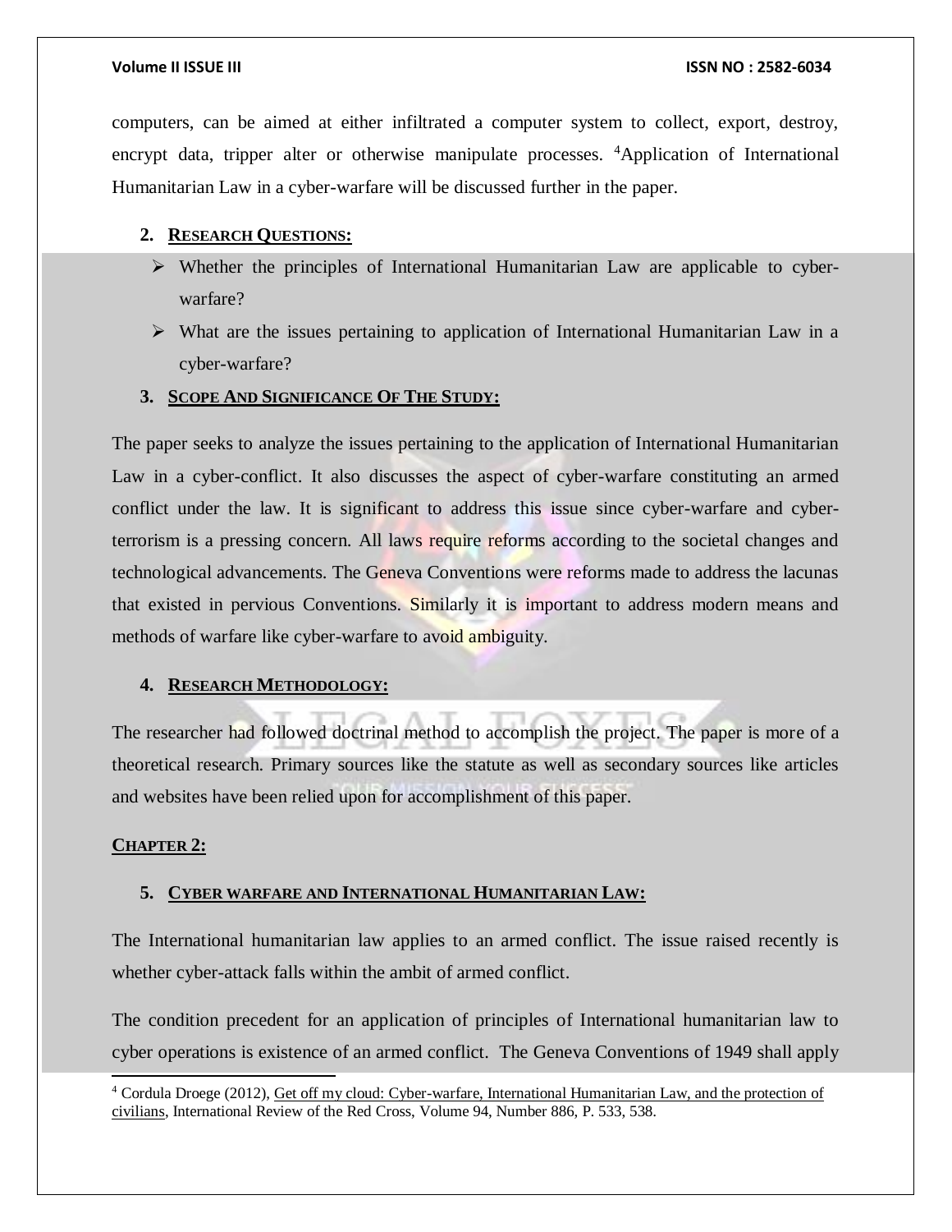computers, can be aimed at either infiltrated a computer system to collect, export, destroy, encrypt data, tripper alter or otherwise manipulate processes. [4]Application of International Humanitarian Law in a cyber-warfare will be discussed further in the paper.

## 2. RESEARCH QUESTIONS:

- Whether the principles of International Humanitarian Law are applicable to cyber-warfare?
- What are the issues pertaining to application of International Humanitarian Law in a cyber-warfare?

## 3. SCOPE AND SIGNIFICANCE OF THE STUDY:

The paper seeks to analyze the issues pertaining to the application of International Humanitarian Law in a cyber-conflict. It also discusses the aspect of cyber-warfare constituting an armed conflict under the law. It is significant to address this issue since cyber-warfare and cyber-terrorism is a pressing concern. All laws require reforms according to the societal changes and technological advancements. The Geneva Conventions were reforms made to address the lacunas that existed in pervious Conventions. Similarly it is important to address modern means and methods of warfare like cyber-warfare to avoid ambiguity.

## 4. RESEARCH METHODOLOGY:

The researcher had followed doctrinal method to accomplish the project. The paper is more of a theoretical research. Primary sources like the statute as well as secondary sources like articles and websites have been relied upon for accomplishment of this paper.

# CHAPTER 2:

## 5. CYBER WARFARE AND INTERNATIONAL HUMANITARIAN LAW:

The International humanitarian law applies to an armed conflict. The issue raised recently is whether cyber-attack falls within the ambit of armed conflict.

The condition precedent for an application of principles of International humanitarian law to cyber operations is existence of an armed conflict. The Geneva Conventions of 1949 shall apply

---

[4] Cordula Droege (2012), Get off my cloud: Cyber-warfare, International Humanitarian Law, and the protection of civilians, International Review of the Red Cross, Volume 94, Number 886, P. 533, 538.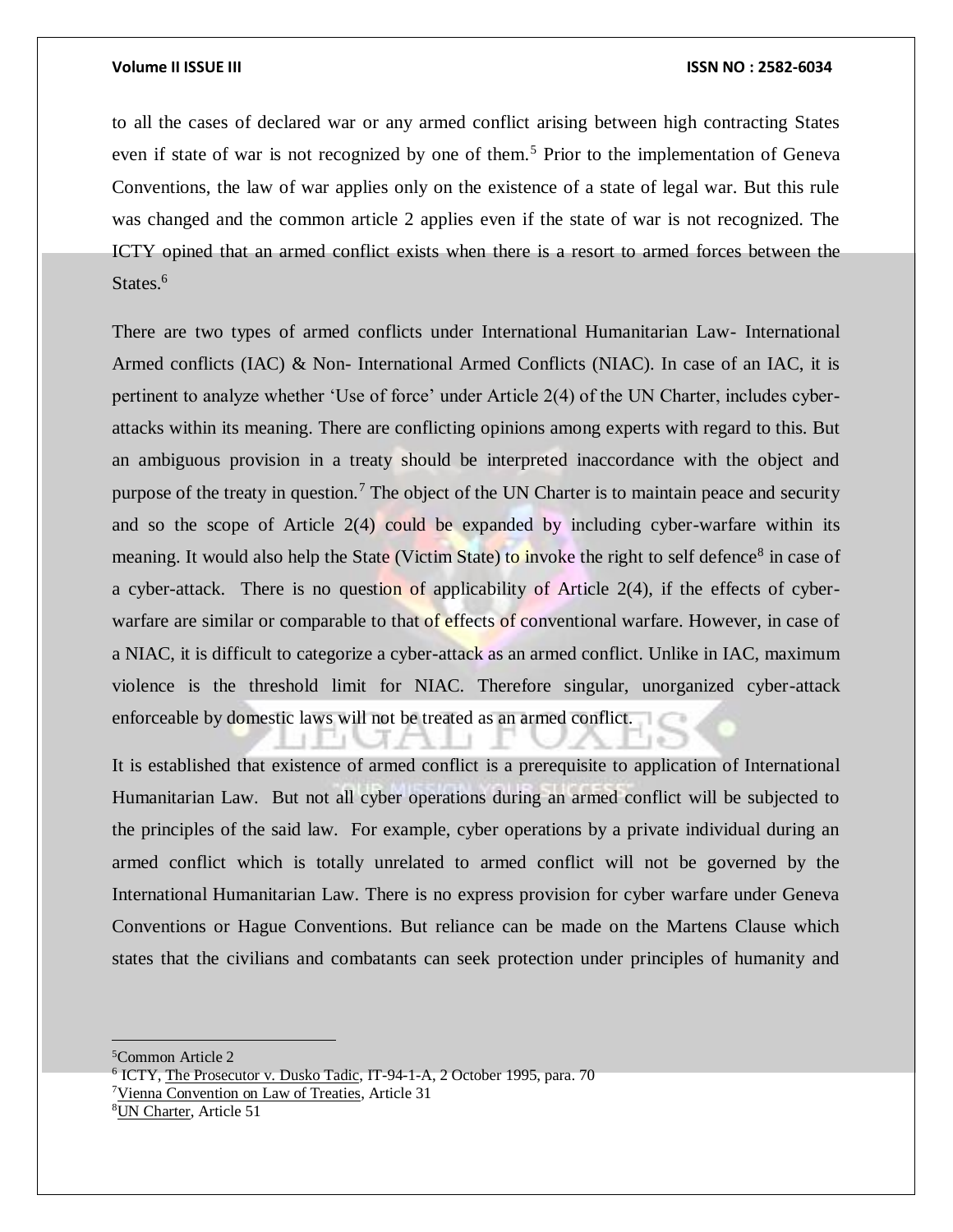to all the cases of declared war or any armed conflict arising between high contracting States even if state of war is not recognized by one of them.[5] Prior to the implementation of Geneva Conventions, the law of war applies only on the existence of a state of legal war. But this rule was changed and the common article 2 applies even if the state of war is not recognized. The ICTY opined that an armed conflict exists when there is a resort to armed forces between the States.[6]

There are two types of armed conflicts under International Humanitarian Law- International Armed conflicts (IAC) & Non- International Armed Conflicts (NIAC). In case of an IAC, it is pertinent to analyze whether 'Use of force' under Article 2(4) of the UN Charter, includes cyber-attacks within its meaning. There are conflicting opinions among experts with regard to this. But an ambiguous provision in a treaty should be interpreted inaccordance with the object and purpose of the treaty in question.[7] The object of the UN Charter is to maintain peace and security and so the scope of Article 2(4) could be expanded by including cyber-warfare within its meaning. It would also help the State (Victim State) to invoke the right to self defence[8] in case of a cyber-attack. There is no question of applicability of Article 2(4), if the effects of cyber-warfare are similar or comparable to that of effects of conventional warfare. However, in case of a NIAC, it is difficult to categorize a cyber-attack as an armed conflict. Unlike in IAC, maximum violence is the threshold limit for NIAC. Therefore singular, unorganized cyber-attack enforceable by domestic laws will not be treated as an armed conflict.

It is established that existence of armed conflict is a prerequisite to application of International Humanitarian Law. But not all cyber operations during an armed conflict will be subjected to the principles of the said law. For example, cyber operations by a private individual during an armed conflict which is totally unrelated to armed conflict will not be governed by the International Humanitarian Law. There is no express provision for cyber warfare under Geneva Conventions or Hague Conventions. But reliance can be made on the Martens Clause which states that the civilians and combatants can seek protection under principles of humanity and

---

[5] Common Article 2

[6] ICTY, The Prosecutor v. Dusko Tadic, IT-94-1-A, 2 October 1995, para. 70

[7] Vienna Convention on Law of Treaties, Article 31

[8] UN Charter, Article 51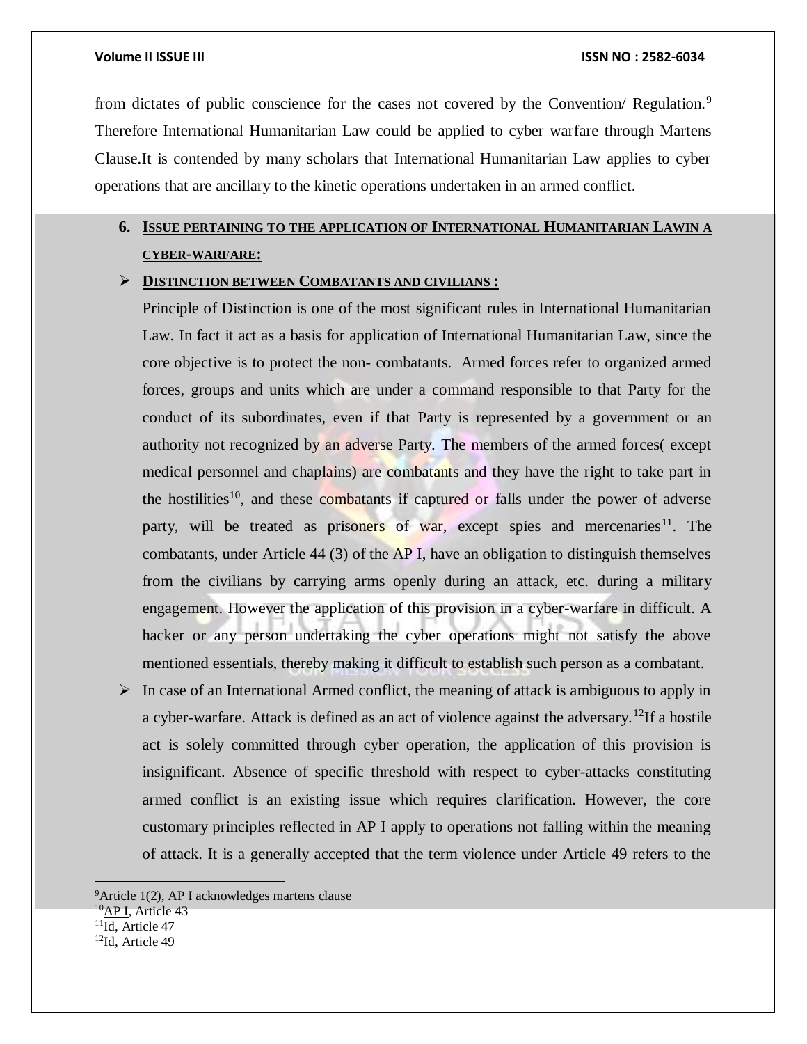from dictates of public conscience for the cases not covered by the Convention/ Regulation.[9] Therefore International Humanitarian Law could be applied to cyber warfare through Martens Clause.It is contended by many scholars that International Humanitarian Law applies to cyber operations that are ancillary to the kinetic operations undertaken in an armed conflict.

## 6. ISSUE PERTAINING TO THE APPLICATION OF INTERNATIONAL HUMANITARIAN LAWIN A CYBER-WARFARE:

- **DISTINCTION BETWEEN COMBATANTS AND CIVILIANS :**

  Principle of Distinction is one of the most significant rules in International Humanitarian Law. In fact it act as a basis for application of International Humanitarian Law, since the core objective is to protect the non- combatants.  Armed forces refer to organized armed forces, groups and units which are under a command responsible to that Party for the conduct of its subordinates, even if that Party is represented by a government or an authority not recognized by an adverse Party. The members of the armed forces( except medical personnel and chaplains) are combatants and they have the right to take part in the hostilities[10], and these combatants if captured or falls under the power of adverse party, will be treated as prisoners of war, except spies and mercenaries[11]. The combatants, under Article 44 (3) of the AP I, have an obligation to distinguish themselves from the civilians by carrying arms openly during an attack, etc. during a military engagement. However the application of this provision in a cyber-warfare in difficult. A hacker or any person undertaking the cyber operations might not satisfy the above mentioned essentials, thereby making it difficult to establish such person as a combatant.

- In case of an International Armed conflict, the meaning of attack is ambiguous to apply in a cyber-warfare. Attack is defined as an act of violence against the adversary.[12]If a hostile act is solely committed through cyber operation, the application of this provision is insignificant. Absence of specific threshold with respect to cyber-attacks constituting armed conflict is an existing issue which requires clarification. However, the core customary principles reflected in AP I apply to operations not falling within the meaning of attack. It is a generally accepted that the term violence under Article 49 refers to the

---

[9]Article 1(2), AP I acknowledges martens clause
[10]AP I, Article 43
[11]Id, Article 47
[12]Id, Article 49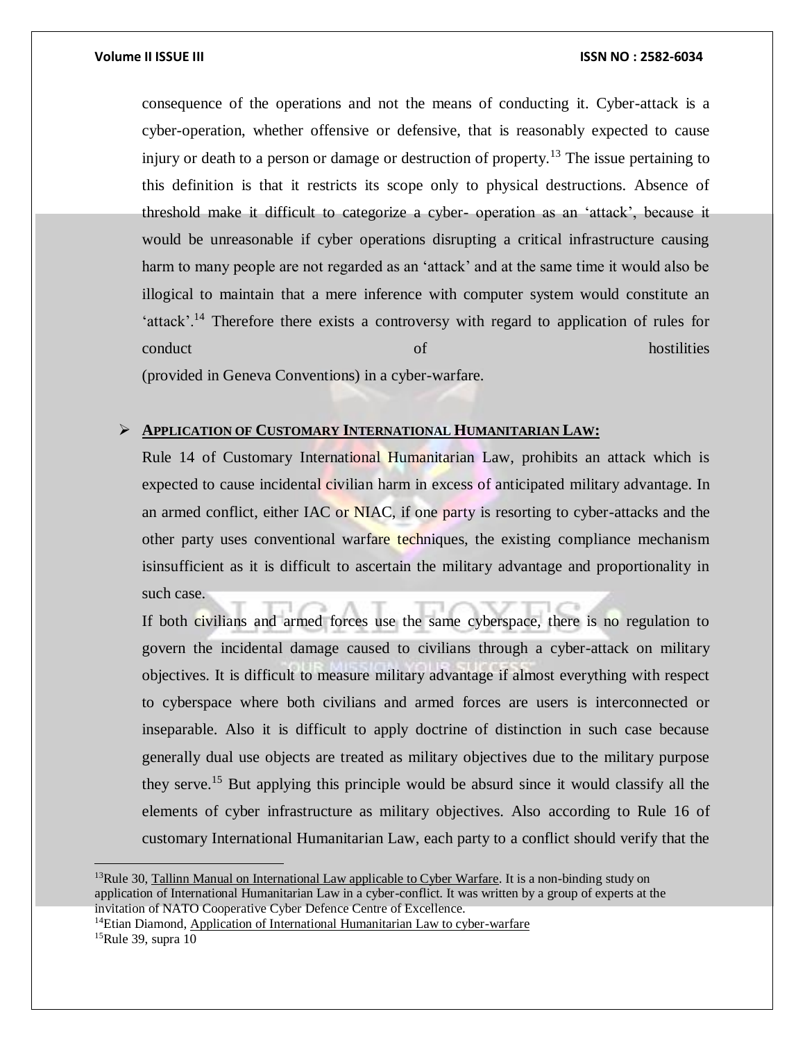consequence of the operations and not the means of conducting it. Cyber-attack is a cyber-operation, whether offensive or defensive, that is reasonably expected to cause injury or death to a person or damage or destruction of property.[13] The issue pertaining to this definition is that it restricts its scope only to physical destructions. Absence of threshold make it difficult to categorize a cyber- operation as an 'attack', because it would be unreasonable if cyber operations disrupting a critical infrastructure causing harm to many people are not regarded as an 'attack' and at the same time it would also be illogical to maintain that a mere inference with computer system would constitute an 'attack'.[14] Therefore there exists a controversy with regard to application of rules for conduct of hostilities (provided in Geneva Conventions) in a cyber-warfare.

- **APPLICATION OF CUSTOMARY INTERNATIONAL HUMANITARIAN LAW:**

  Rule 14 of Customary International Humanitarian Law, prohibits an attack which is expected to cause incidental civilian harm in excess of anticipated military advantage. In an armed conflict, either IAC or NIAC, if one party is resorting to cyber-attacks and the other party uses conventional warfare techniques, the existing compliance mechanism isinsufficient as it is difficult to ascertain the military advantage and proportionality in such case.

  If both civilians and armed forces use the same cyberspace, there is no regulation to govern the incidental damage caused to civilians through a cyber-attack on military objectives. It is difficult to measure military advantage if almost everything with respect to cyberspace where both civilians and armed forces are users is interconnected or inseparable. Also it is difficult to apply doctrine of distinction in such case because generally dual use objects are treated as military objectives due to the military purpose they serve.[15] But applying this principle would be absurd since it would classify all the elements of cyber infrastructure as military objectives. Also according to Rule 16 of customary International Humanitarian Law, each party to a conflict should verify that the

---

[13] Rule 30, Tallinn Manual on International Law applicable to Cyber Warfare. It is a non-binding study on application of International Humanitarian Law in a cyber-conflict. It was written by a group of experts at the invitation of NATO Cooperative Cyber Defence Centre of Excellence.

[14] Etian Diamond, Application of International Humanitarian Law to cyber-warfare

[15] Rule 39, supra 10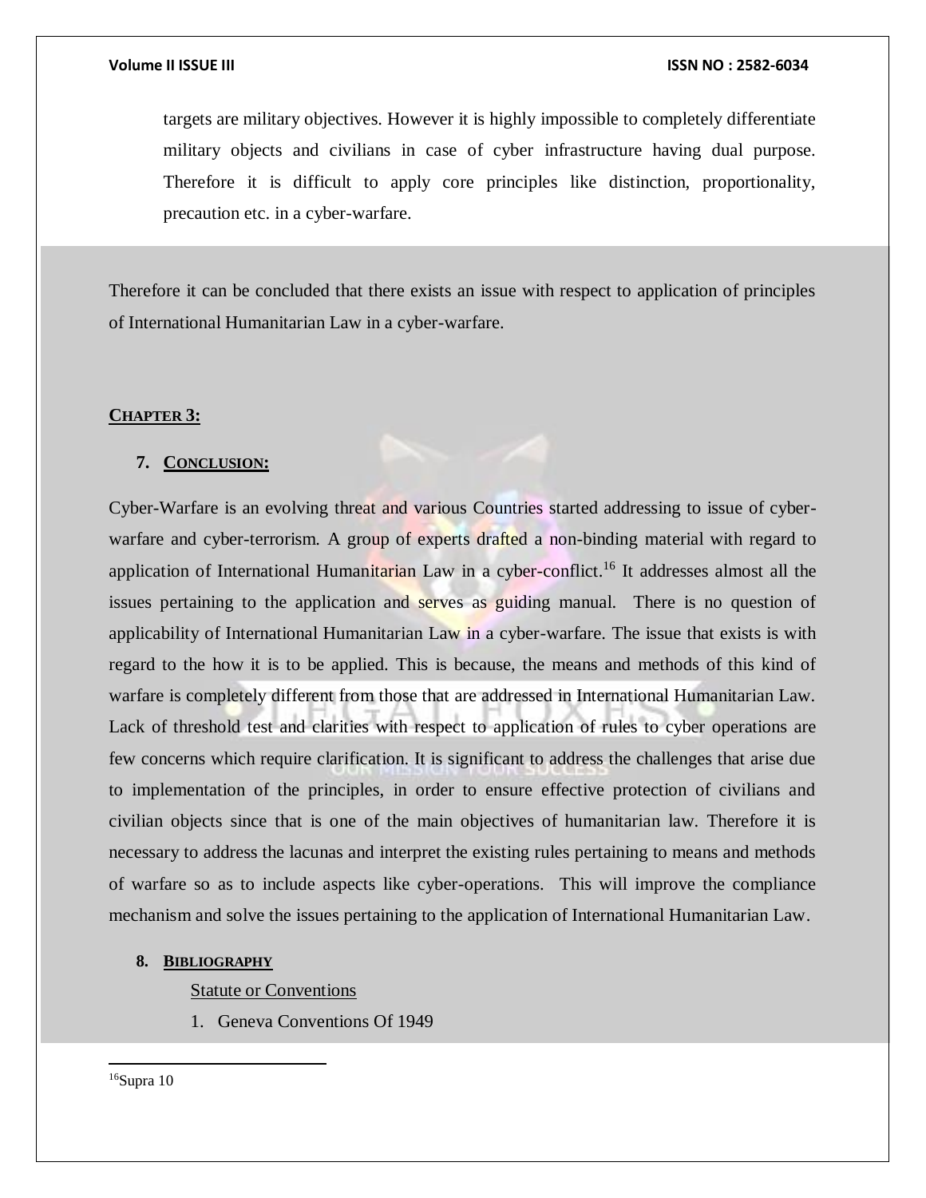targets are military objectives. However it is highly impossible to completely differentiate military objects and civilians in case of cyber infrastructure having dual purpose. Therefore it is difficult to apply core principles like distinction, proportionality, precaution etc. in a cyber-warfare.

Therefore it can be concluded that there exists an issue with respect to application of principles of International Humanitarian Law in a cyber-warfare.

## CHAPTER 3:

### 7. CONCLUSION:

Cyber-Warfare is an evolving threat and various Countries started addressing to issue of cyber-warfare and cyber-terrorism. A group of experts drafted a non-binding material with regard to application of International Humanitarian Law in a cyber-conflict.[16] It addresses almost all the issues pertaining to the application and serves as guiding manual. There is no question of applicability of International Humanitarian Law in a cyber-warfare. The issue that exists is with regard to the how it is to be applied. This is because, the means and methods of this kind of warfare is completely different from those that are addressed in International Humanitarian Law. Lack of threshold test and clarities with respect to application of rules to cyber operations are few concerns which require clarification. It is significant to address the challenges that arise due to implementation of the principles, in order to ensure effective protection of civilians and civilian objects since that is one of the main objectives of humanitarian law. Therefore it is necessary to address the lacunas and interpret the existing rules pertaining to means and methods of warfare so as to include aspects like cyber-operations. This will improve the compliance mechanism and solve the issues pertaining to the application of International Humanitarian Law.

### 8. BIBLIOGRAPHY

Statute or Conventions

1. Geneva Conventions Of 1949

---

[16] Supra 10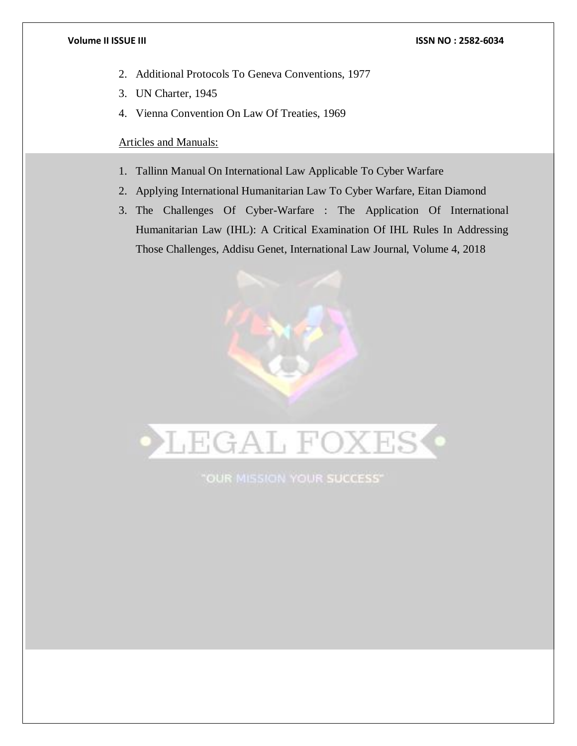2. Additional Protocols To Geneva Conventions, 1977
3. UN Charter, 1945
4. Vienna Convention On Law Of Treaties, 1969

Articles and Manuals:

1. Tallinn Manual On International Law Applicable To Cyber Warfare
2. Applying International Humanitarian Law To Cyber Warfare, Eitan Diamond
3. The Challenges Of Cyber-Warfare : The Application Of International Humanitarian Law (IHL): A Critical Examination Of IHL Rules In Addressing Those Challenges, Addisu Genet, International Law Journal, Volume 4, 2018